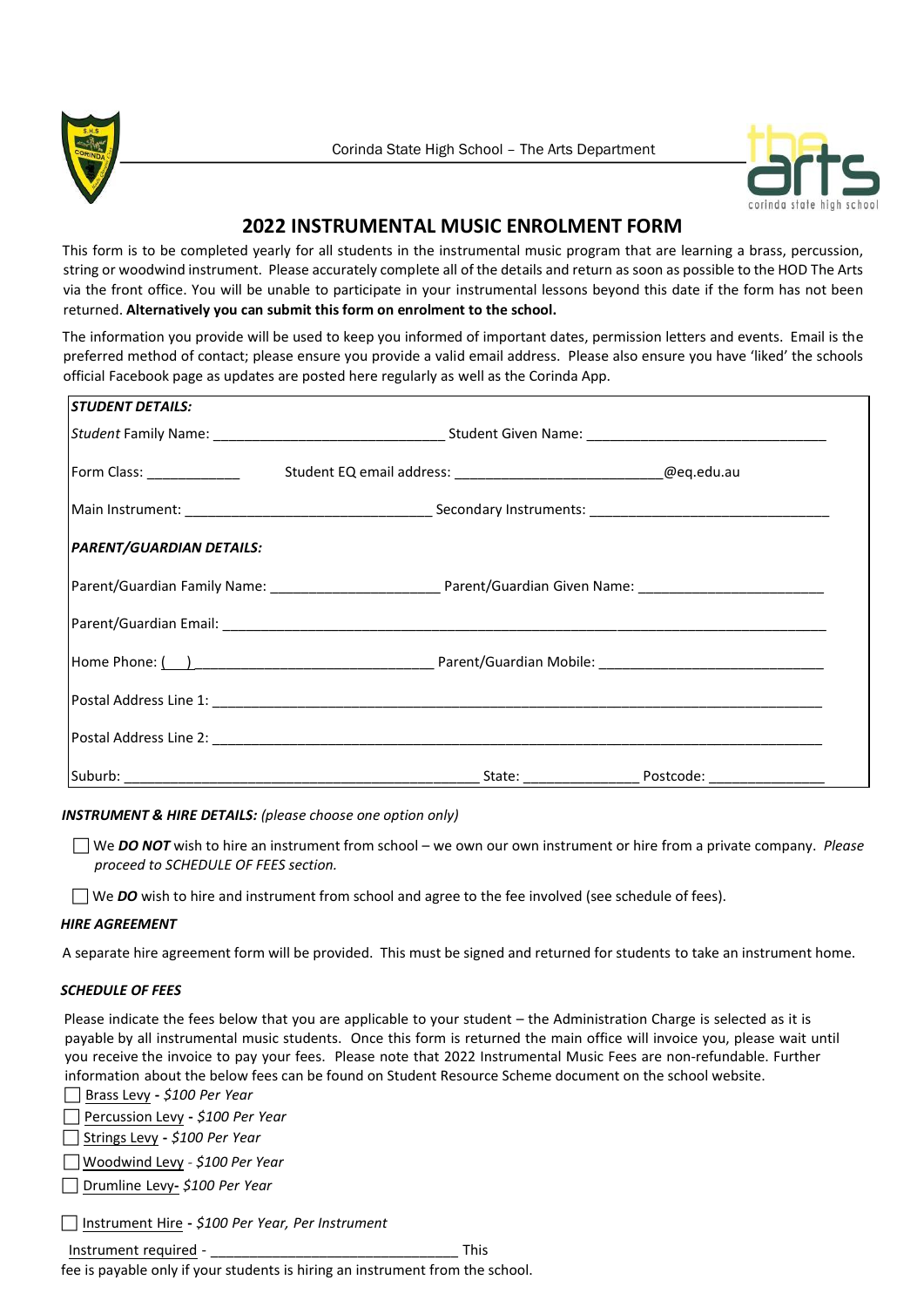Corinda State High School – The Arts Department

# 2022 INSTRUMENTAL MUSIC ENROLMENT FORM

This form is to be completed yearly for all students in the instrumental music program that are learning a brass, percussion, string or woodwind instrument. Please accurately complete all of the details and return as soon as possible to the HOD The Arts via the front office. You will be unable to participate in your instrumental lessons beyond this date if the form has not been returned. **Alternatively you can submit this form on enrolment to the school.**

The information you provide will be used to keep you informed of important dates, permission letters and events. Email is the preferred method of contact; please ensure you provide a valid email address. Please also ensure you have 'liked' the schools official Facebook page as updates are posted here regularly as well as the Corinda App.

***STUDENT DETAILS:***

*Student* Family Name: ______________________________ Student Given Name: _______________________________

Form Class: ____________ Student EQ email address: ___________________________@eq.edu.au

Main Instrument: ________________________________ Secondary Instruments: _______________________________

***PARENT/GUARDIAN DETAILS:***

Parent/Guardian Family Name: ______________________ Parent/Guardian Given Name: ________________________

Parent/Guardian Email: ______________________________________________________________________________

Home Phone: (    ) ______________________________ Parent/Guardian Mobile: ____________________________

Postal Address Line 1: _______________________________________________________________________________

Postal Address Line 2: _______________________________________________________________________________

Suburb: ______________________________________________ State: _______________ Postcode: _______________

***INSTRUMENT & HIRE DETAILS:*** *(please choose one option only)*

☐ We ***DO NOT*** wish to hire an instrument from school – we own our own instrument or hire from a private company. *Please proceed to SCHEDULE OF FEES section.*

☐ We ***DO*** wish to hire and instrument from school and agree to the fee involved (see schedule of fees).

***HIRE AGREEMENT***

A separate hire agreement form will be provided. This must be signed and returned for students to take an instrument home.

***SCHEDULE OF FEES***

Please indicate the fees below that you are applicable to your student – the Administration Charge is selected as it is payable by all instrumental music students. Once this form is returned the main office will invoice you, please wait until you receive the invoice to pay your fees. Please note that 2022 Instrumental Music Fees are non-refundable. Further information about the below fees can be found on Student Resource Scheme document on the school website.

☐ Brass Levy - *$100 Per Year*

☐ Percussion Levy - *$100 Per Year*

☐ Strings Levy - *$100 Per Year*

☐ Woodwind Levy - *$100 Per Year*

☐ Drumline Levy- *$100 Per Year*

☐ Instrument Hire - *$100 Per Year, Per Instrument*

Instrument required - _________________________________ This fee is payable only if your students is hiring an instrument from the school.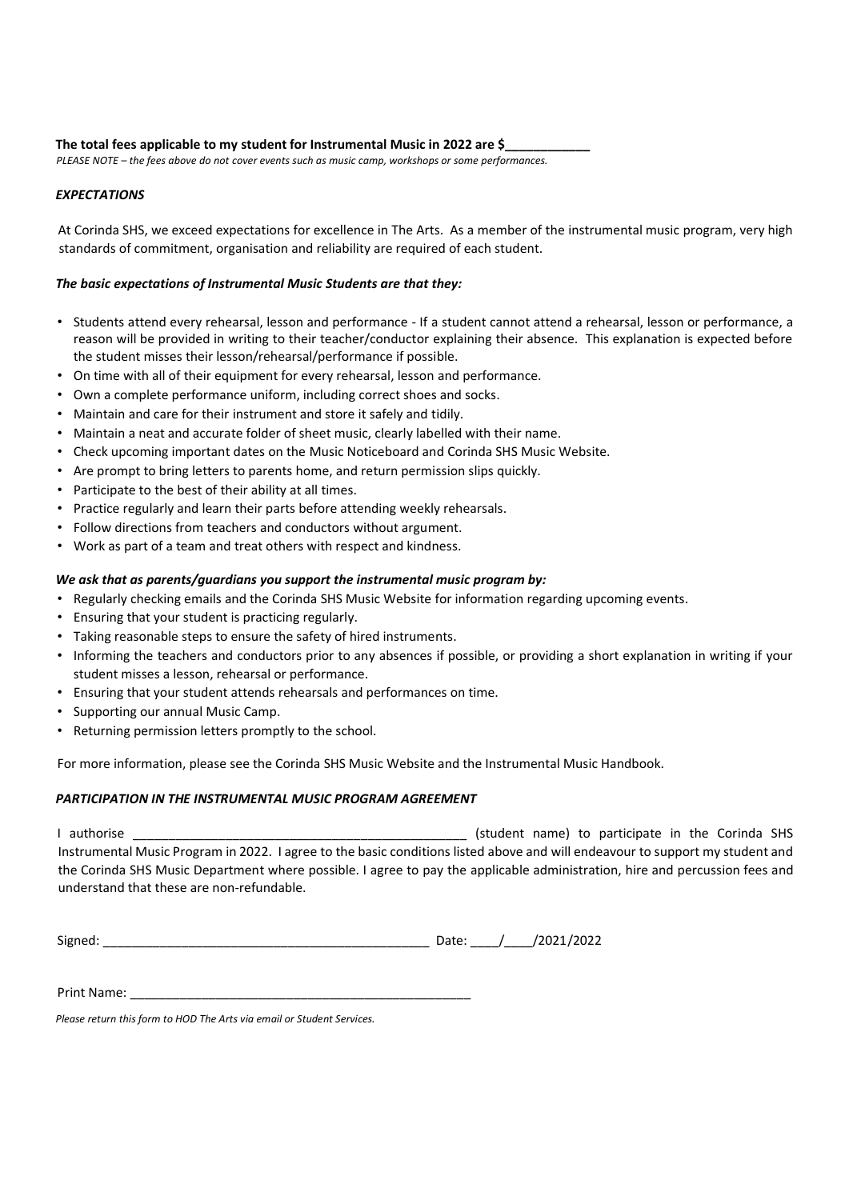**The total fees applicable to my student for Instrumental Music in 2022 are $____________**

*PLEASE NOTE – the fees above do not cover events such as music camp, workshops or some performances.*

***EXPECTATIONS***

At Corinda SHS, we exceed expectations for excellence in The Arts. As a member of the instrumental music program, very high standards of commitment, organisation and reliability are required of each student.

***The basic expectations of Instrumental Music Students are that they:***

- Students attend every rehearsal, lesson and performance - If a student cannot attend a rehearsal, lesson or performance, a reason will be provided in writing to their teacher/conductor explaining their absence. This explanation is expected before the student misses their lesson/rehearsal/performance if possible.
- On time with all of their equipment for every rehearsal, lesson and performance.
- Own a complete performance uniform, including correct shoes and socks.
- Maintain and care for their instrument and store it safely and tidily.
- Maintain a neat and accurate folder of sheet music, clearly labelled with their name.
- Check upcoming important dates on the Music Noticeboard and Corinda SHS Music Website.
- Are prompt to bring letters to parents home, and return permission slips quickly.
- Participate to the best of their ability at all times.
- Practice regularly and learn their parts before attending weekly rehearsals.
- Follow directions from teachers and conductors without argument.
- Work as part of a team and treat others with respect and kindness.

***We ask that as parents/guardians you support the instrumental music program by:***

- Regularly checking emails and the Corinda SHS Music Website for information regarding upcoming events.
- Ensuring that your student is practicing regularly.
- Taking reasonable steps to ensure the safety of hired instruments.
- Informing the teachers and conductors prior to any absences if possible, or providing a short explanation in writing if your student misses a lesson, rehearsal or performance.
- Ensuring that your student attends rehearsals and performances on time.
- Supporting our annual Music Camp.
- Returning permission letters promptly to the school.

For more information, please see the Corinda SHS Music Website and the Instrumental Music Handbook.

***PARTICIPATION IN THE INSTRUMENTAL MUSIC PROGRAM AGREEMENT***

I authorise _______________________________________________ (student name) to participate in the Corinda SHS Instrumental Music Program in 2022. I agree to the basic conditions listed above and will endeavour to support my student and the Corinda SHS Music Department where possible. I agree to pay the applicable administration, hire and percussion fees and understand that these are non-refundable.

Signed: ______________________________________________ Date: ____/____/2021/2022

Print Name: _________________________________________________

*Please return this form to HOD The Arts via email or Student Services.*